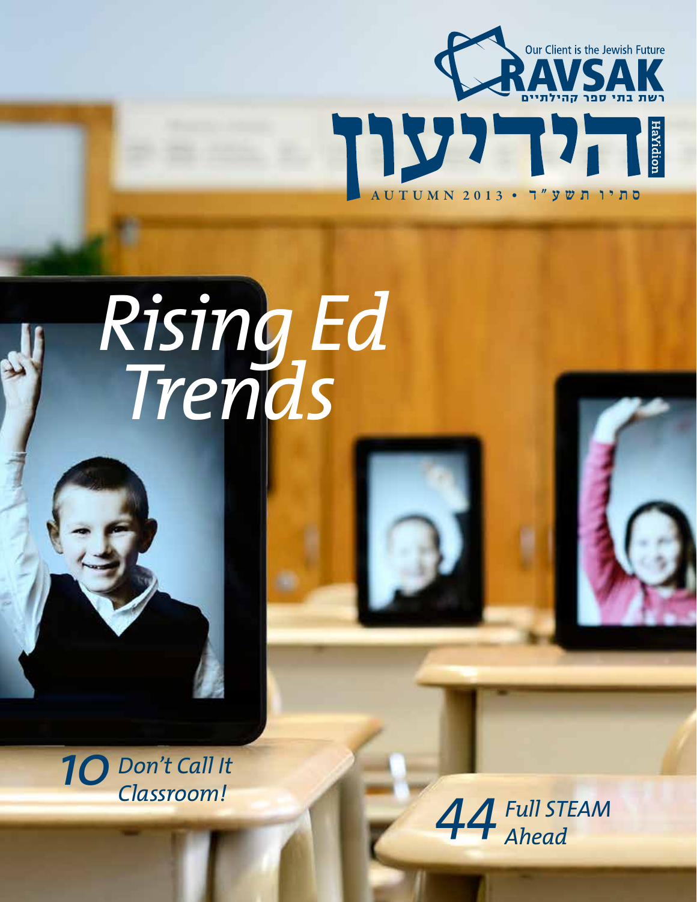Our Client is the Jewish Future

RAVSAK

רשת בתי ספר קהילתיים

# הידיעון

HaYidion

AUTUMN 2013 • סתיו תשע״ד

# Rising Ed Trends

**10** *Don't Call It Classroom!*

**44** *Full STEAM Ahead*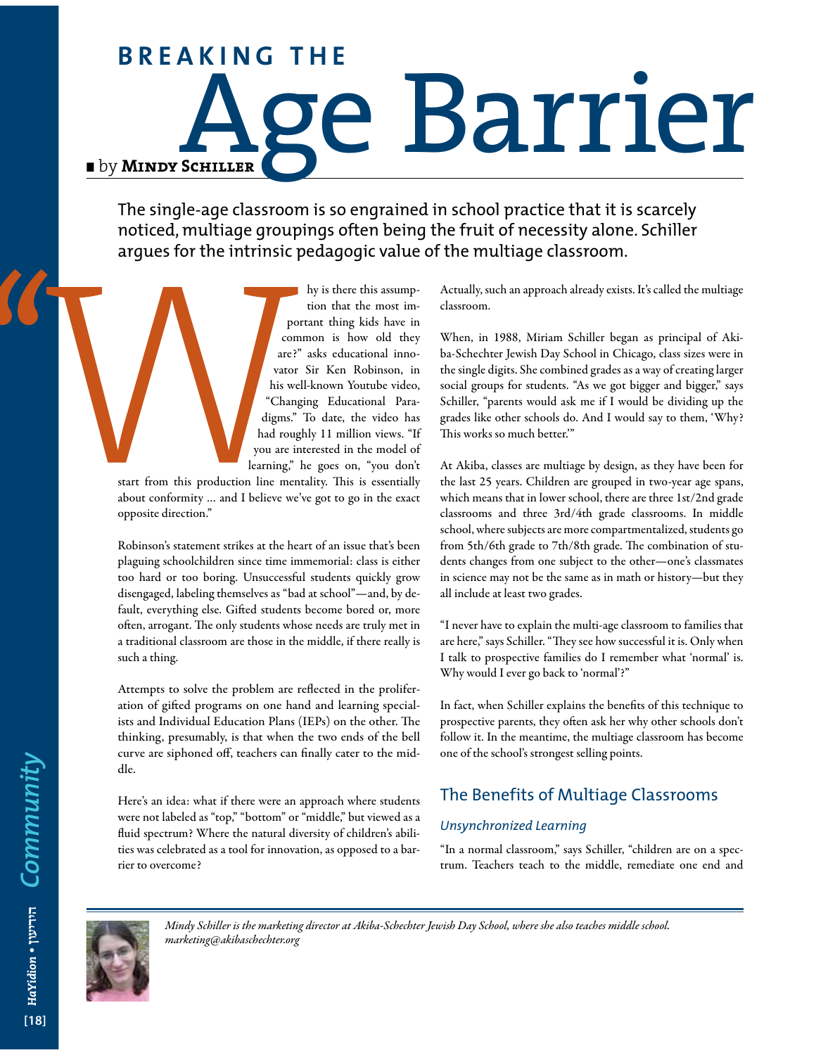# BREAKING THE Age Barrier

by **Mindy Schiller**

The single-age classroom is so engrained in school practice that it is scarcely noticed, multiage groupings often being the fruit of necessity alone. Schiller argues for the intrinsic pedagogic value of the multiage classroom.

"Why is there this assumption that the most important thing kids have in common is how old they are?" asks educational innovator Sir Ken Robinson, in his well-known Youtube video, "Changing Educational Paradigms." To date, the video has had roughly 11 million views. "If you are interested in the model of learning," he goes on, "you don't start from this production line mentality. This is essentially about conformity ... and I believe we've got to go in the exact opposite direction."

Robinson's statement strikes at the heart of an issue that's been plaguing schoolchildren since time immemorial: class is either too hard or too boring. Unsuccessful students quickly grow disengaged, labeling themselves as "bad at school"—and, by default, everything else. Gifted students become bored or, more often, arrogant. The only students whose needs are truly met in a traditional classroom are those in the middle, if there really is such a thing.

Attempts to solve the problem are reflected in the proliferation of gifted programs on one hand and learning specialists and Individual Education Plans (IEPs) on the other. The thinking, presumably, is that when the two ends of the bell curve are siphoned off, teachers can finally cater to the middle.

Here's an idea: what if there were an approach where students were not labeled as "top," "bottom" or "middle," but viewed as a fluid spectrum? Where the natural diversity of children's abilities was celebrated as a tool for innovation, as opposed to a barrier to overcome?

Actually, such an approach already exists. It's called the multiage classroom.

When, in 1988, Miriam Schiller began as principal of Akiba-Schechter Jewish Day School in Chicago, class sizes were in the single digits. She combined grades as a way of creating larger social groups for students. "As we got bigger and bigger," says Schiller, "parents would ask me if I would be dividing up the grades like other schools do. And I would say to them, 'Why? This works so much better.'"

At Akiba, classes are multiage by design, as they have been for the last 25 years. Children are grouped in two-year age spans, which means that in lower school, there are three 1st/2nd grade classrooms and three 3rd/4th grade classrooms. In middle school, where subjects are more compartmentalized, students go from 5th/6th grade to 7th/8th grade. The combination of students changes from one subject to the other—one's classmates in science may not be the same as in math or history—but they all include at least two grades.

"I never have to explain the multi-age classroom to families that are here," says Schiller. "They see how successful it is. Only when I talk to prospective families do I remember what 'normal' is. Why would I ever go back to 'normal'?"

In fact, when Schiller explains the benefits of this technique to prospective parents, they often ask her why other schools don't follow it. In the meantime, the multiage classroom has become one of the school's strongest selling points.

## The Benefits of Multiage Classrooms

### *Unsynchronized Learning*

"In a normal classroom," says Schiller, "children are on a spectrum. Teachers teach to the middle, remediate one end and

*Mindy Schiller is the marketing director at Akiba-Schechter Jewish Day School, where she also teaches middle school. marketing@akibaschechter.org*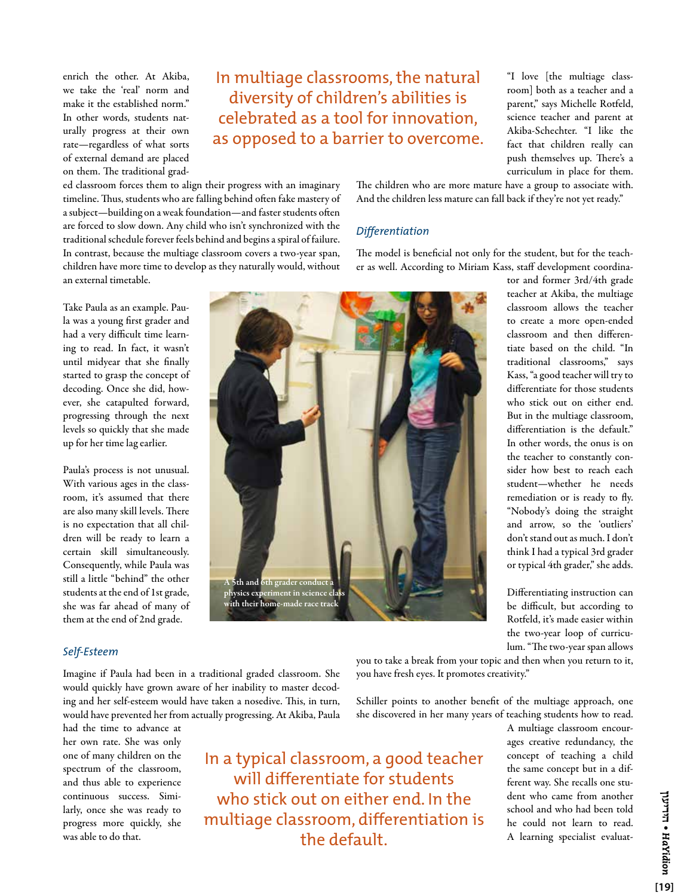enrich the other. At Akiba, we take the 'real' norm and make it the established norm." In other words, students naturally progress at their own rate—regardless of what sorts of external demand are placed on them. The traditional graded classroom forces them to align their progress with an imaginary timeline. Thus, students who are falling behind often fake mastery of a subject—building on a weak foundation—and faster students often are forced to slow down. Any child who isn't synchronized with the traditional schedule forever feels behind and begins a spiral of failure. In contrast, because the multiage classroom covers a two-year span, children have more time to develop as they naturally would, without an external timetable.

> In multiage classrooms, the natural diversity of children's abilities is celebrated as a tool for innovation, as opposed to a barrier to overcome.

Take Paula as an example. Paula was a young first grader and had a very difficult time learning to read. In fact, it wasn't until midyear that she finally started to grasp the concept of decoding. Once she did, however, she catapulted forward, progressing through the next levels so quickly that she made up for her time lag earlier.

Paula's process is not unusual. With various ages in the classroom, it's assumed that there are also many skill levels. There is no expectation that all children will be ready to learn a certain skill simultaneously. Consequently, while Paula was still a little "behind" the other students at the end of 1st grade, she was far ahead of many of them at the end of 2nd grade.

A 5th and 6th grader conduct a physics experiment in science class with their home-made race track

### *Self-Esteem*

Imagine if Paula had been in a traditional graded classroom. She would quickly have grown aware of her inability to master decoding and her self-esteem would have taken a nosedive. This, in turn, would have prevented her from actually progressing. At Akiba, Paula had the time to advance at her own rate. She was only one of many children on the spectrum of the classroom, and thus able to experience continuous success. Similarly, once she was ready to progress more quickly, she was able to do that.

> In a typical classroom, a good teacher will differentiate for students who stick out on either end. In the multiage classroom, differentiation is the default.

"I love [the multiage classroom] both as a teacher and a parent," says Michelle Rotfeld, science teacher and parent at Akiba-Schechter. "I like the fact that children really can push themselves up. There's a curriculum in place for them. The children who are more mature have a group to associate with. And the children less mature can fall back if they're not yet ready."

### *Differentiation*

The model is beneficial not only for the student, but for the teacher as well. According to Miriam Kass, staff development coordinator and former 3rd/4th grade teacher at Akiba, the multiage classroom allows the teacher to create a more open-ended classroom and then differentiate based on the child. "In traditional classrooms," says Kass, "a good teacher will try to differentiate for those students who stick out on either end. But in the multiage classroom, differentiation is the default." In other words, the onus is on the teacher to constantly consider how best to reach each student—whether he needs remediation or is ready to fly. "Nobody's doing the straight and arrow, so the 'outliers' don't stand out as much. I don't think I had a typical 3rd grader or typical 4th grader," she adds.

Differentiating instruction can be difficult, but according to Rotfeld, it's made easier within the two-year loop of curriculum. "The two-year span allows you to take a break from your topic and then when you return to it, you have fresh eyes. It promotes creativity."

Schiller points to another benefit of the multiage approach, one she discovered in her many years of teaching students how to read. A multiage classroom encourages creative redundancy, the concept of teaching a child the same concept but in a different way. She recalls one student who came from another school and who had been told he could not learn to read. A learning specialist evaluat-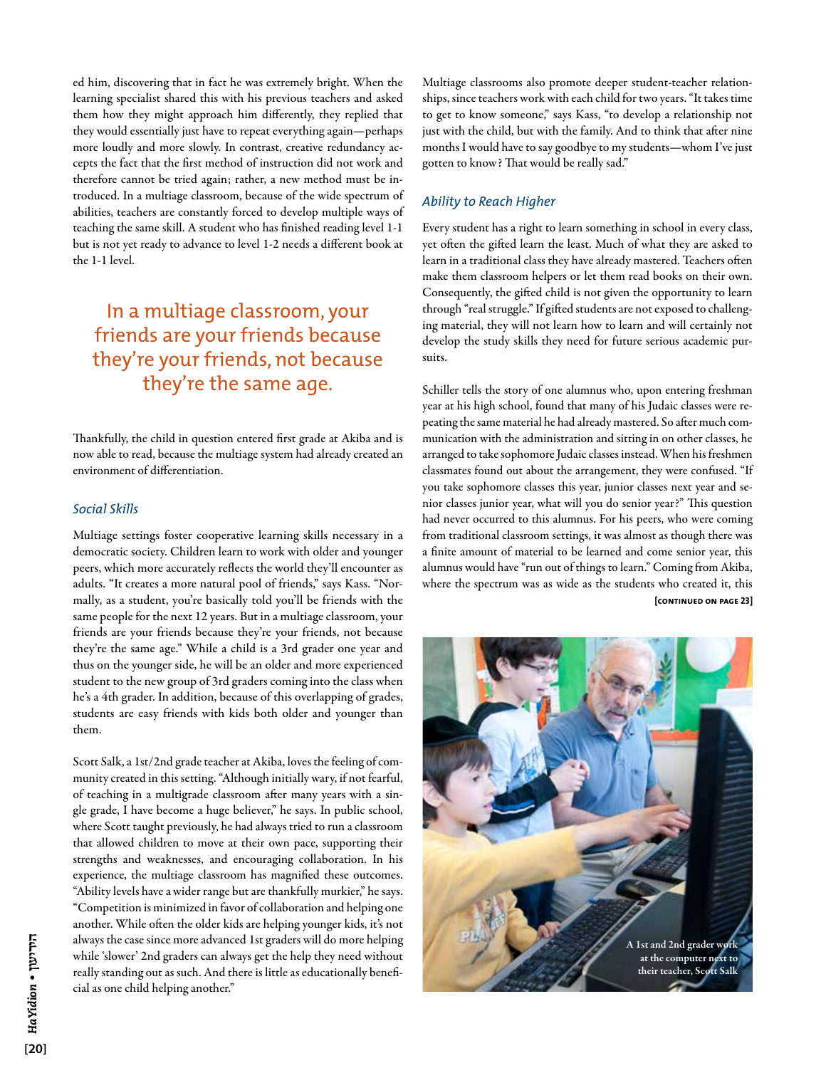ed him, discovering that in fact he was extremely bright. When the learning specialist shared this with his previous teachers and asked them how they might approach him differently, they replied that they would essentially just have to repeat everything again—perhaps more loudly and more slowly. In contrast, creative redundancy accepts the fact that the first method of instruction did not work and therefore cannot be tried again; rather, a new method must be introduced. In a multiage classroom, because of the wide spectrum of abilities, teachers are constantly forced to develop multiple ways of teaching the same skill. A student who has finished reading level 1-1 but is not yet ready to advance to level 1-2 needs a different book at the 1-1 level.

> In a multiage classroom, your friends are your friends because they're your friends, not because they're the same age.

Thankfully, the child in question entered first grade at Akiba and is now able to read, because the multiage system had already created an environment of differentiation.

### *Social Skills*

Multiage settings foster cooperative learning skills necessary in a democratic society. Children learn to work with older and younger peers, which more accurately reflects the world they'll encounter as adults. "It creates a more natural pool of friends," says Kass. "Normally, as a student, you're basically told you'll be friends with the same people for the next 12 years. But in a multiage classroom, your friends are your friends because they're your friends, not because they're the same age." While a child is a 3rd grader one year and thus on the younger side, he will be an older and more experienced student to the new group of 3rd graders coming into the class when he's a 4th grader. In addition, because of this overlapping of grades, students are easy friends with kids both older and younger than them.

Scott Salk, a 1st/2nd grade teacher at Akiba, loves the feeling of community created in this setting. "Although initially wary, if not fearful, of teaching in a multigrade classroom after many years with a single grade, I have become a huge believer," he says. In public school, where Scott taught previously, he had always tried to run a classroom that allowed children to move at their own pace, supporting their strengths and weaknesses, and encouraging collaboration. In his experience, the multiage classroom has magnified these outcomes. "Ability levels have a wider range but are thankfully murkier," he says. "Competition is minimized in favor of collaboration and helping one another. While often the older kids are helping younger kids, it's not always the case since more advanced 1st graders will do more helping while 'slower' 2nd graders can always get the help they need without really standing out as such. And there is little as educationally beneficial as one child helping another."

Multiage classrooms also promote deeper student-teacher relationships, since teachers work with each child for two years. "It takes time to get to know someone," says Kass, "to develop a relationship not just with the child, but with the family. And to think that after nine months I would have to say goodbye to my students—whom I've just gotten to know? That would be really sad."

### *Ability to Reach Higher*

Every student has a right to learn something in school in every class, yet often the gifted learn the least. Much of what they are asked to learn in a traditional class they have already mastered. Teachers often make them classroom helpers or let them read books on their own. Consequently, the gifted child is not given the opportunity to learn through "real struggle." If gifted students are not exposed to challenging material, they will not learn how to learn and will certainly not develop the study skills they need for future serious academic pursuits.

Schiller tells the story of one alumnus who, upon entering freshman year at his high school, found that many of his Judaic classes were repeating the same material he had already mastered. So after much communication with the administration and sitting in on other classes, he arranged to take sophomore Judaic classes instead. When his freshmen classmates found out about the arrangement, they were confused. "If you take sophomore classes this year, junior classes next year and senior classes junior year, what will you do senior year?" This question had never occurred to this alumnus. For his peers, who were coming from traditional classroom settings, it was almost as though there was a finite amount of material to be learned and come senior year, this alumnus would have "run out of things to learn." Coming from Akiba, where the spectrum was as wide as the students who created it, this

**[CONTINUED ON PAGE 23]**

A 1st and 2nd grader work at the computer next to their teacher, Scott Salk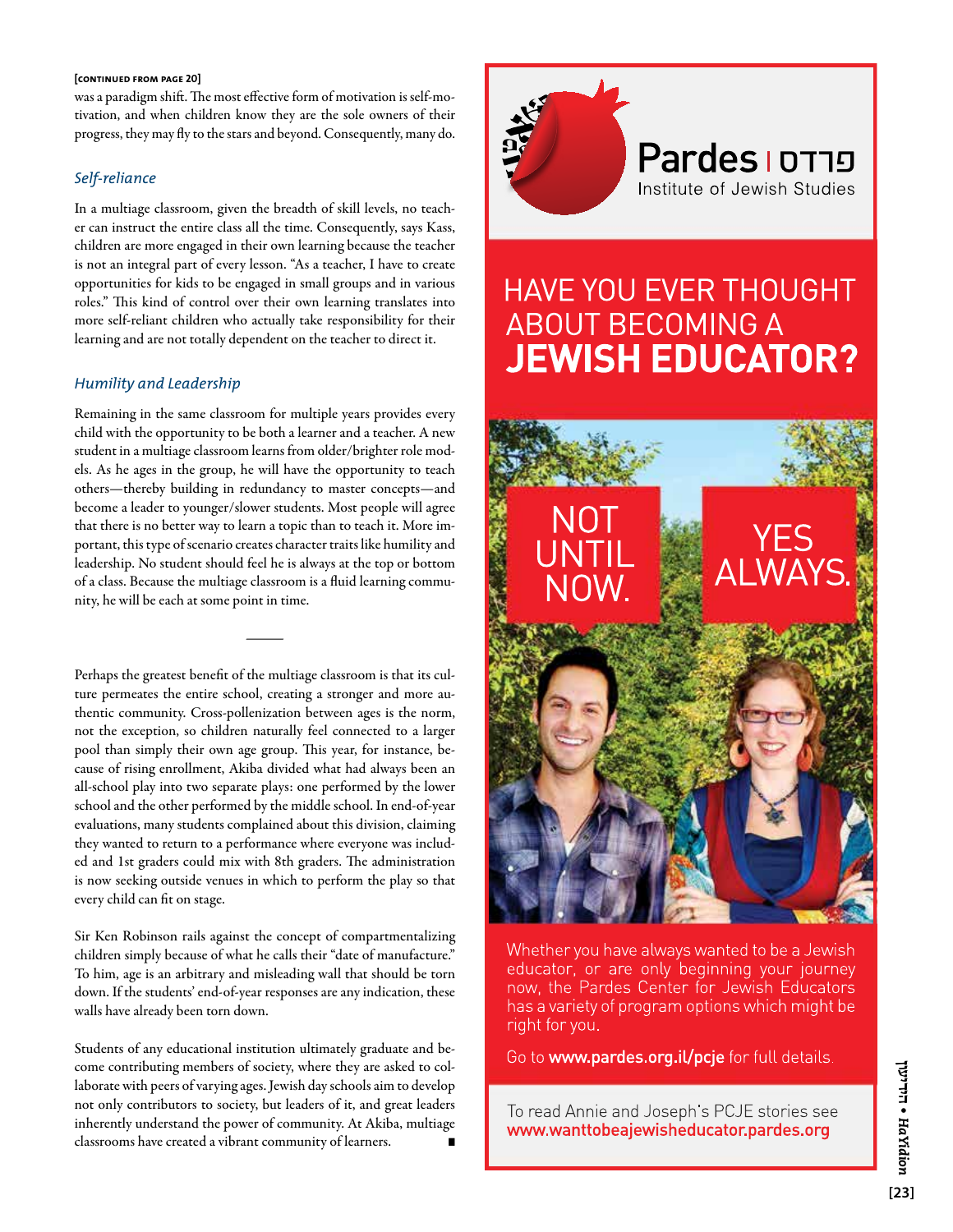**[continued from page 20]**

was a paradigm shift. The most effective form of motivation is self-motivation, and when children know they are the sole owners of their progress, they may fly to the stars and beyond. Consequently, many do.

### *Self-reliance*

In a multiage classroom, given the breadth of skill levels, no teacher can instruct the entire class all the time. Consequently, says Kass, children are more engaged in their own learning because the teacher is not an integral part of every lesson. "As a teacher, I have to create opportunities for kids to be engaged in small groups and in various roles." This kind of control over their own learning translates into more self-reliant children who actually take responsibility for their learning and are not totally dependent on the teacher to direct it.

### *Humility and Leadership*

Remaining in the same classroom for multiple years provides every child with the opportunity to be both a learner and a teacher. A new student in a multiage classroom learns from older/brighter role models. As he ages in the group, he will have the opportunity to teach others—thereby building in redundancy to master concepts—and become a leader to younger/slower students. Most people will agree that there is no better way to learn a topic than to teach it. More important, this type of scenario creates character traits like humility and leadership. No student should feel he is always at the top or bottom of a class. Because the multiage classroom is a fluid learning community, he will be each at some point in time.

---

Perhaps the greatest benefit of the multiage classroom is that its culture permeates the entire school, creating a stronger and more authentic community. Cross-pollenization between ages is the norm, not the exception, so children naturally feel connected to a larger pool than simply their own age group. This year, for instance, because of rising enrollment, Akiba divided what had always been an all-school play into two separate plays: one performed by the lower school and the other performed by the middle school. In end-of-year evaluations, many students complained about this division, claiming they wanted to return to a performance where everyone was included and 1st graders could mix with 8th graders. The administration is now seeking outside venues in which to perform the play so that every child can fit on stage.

Sir Ken Robinson rails against the concept of compartmentalizing children simply because of what he calls their "date of manufacture." To him, age is an arbitrary and misleading wall that should be torn down. If the students' end-of-year responses are any indication, these walls have already been torn down.

Students of any educational institution ultimately graduate and become contributing members of society, where they are asked to collaborate with peers of varying ages. Jewish day schools aim to develop not only contributors to society, but leaders of it, and great leaders inherently understand the power of community. At Akiba, multiage classrooms have created a vibrant community of learners. ∎

---

Pardes | פרדס
Institute of Jewish Studies

HAVE YOU EVER THOUGHT ABOUT BECOMING A **JEWISH EDUCATOR?**

NOT UNTIL NOW.

YES ALWAYS.

Whether you have always wanted to be a Jewish educator, or are only beginning your journey now, the Pardes Center for Jewish Educators has a variety of program options which might be right for you.

Go to **www.pardes.org.il/pcje** for full details.

To read Annie and Joseph's PCJE stories see **www.wanttobeajewisheducator.pardes.org**